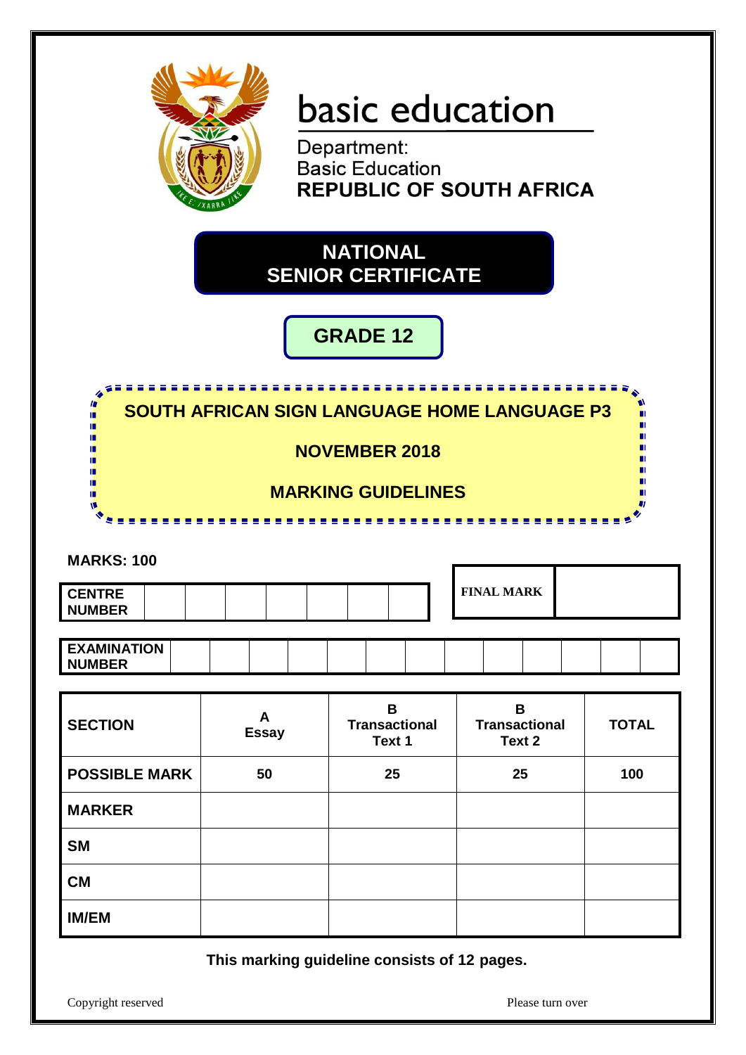basic education

Department:
Basic Education
**REPUBLIC OF SOUTH AFRICA**

# NATIONAL SENIOR CERTIFICATE

## GRADE 12

## SOUTH AFRICAN SIGN LANGUAGE HOME LANGUAGE P3

## NOVEMBER 2018

## MARKING GUIDELINES

**MARKS: 100**

| CENTRE NUMBER | | | | | | | |
|---|---|---|---|---|---|---|---|

| FINAL MARK | |
|---|---|

| EXAMINATION NUMBER | | | | | | | | | | | | |
|---|---|---|---|---|---|---|---|---|---|---|---|---|

| SECTION | A Essay | B Transactional Text 1 | B Transactional Text 2 | TOTAL |
|---|---|---|---|---|
| POSSIBLE MARK | 50 | 25 | 25 | 100 |
| MARKER | | | | |
| SM | | | | |
| CM | | | | |
| IM/EM | | | | |

**This marking guideline consists of 12 pages.**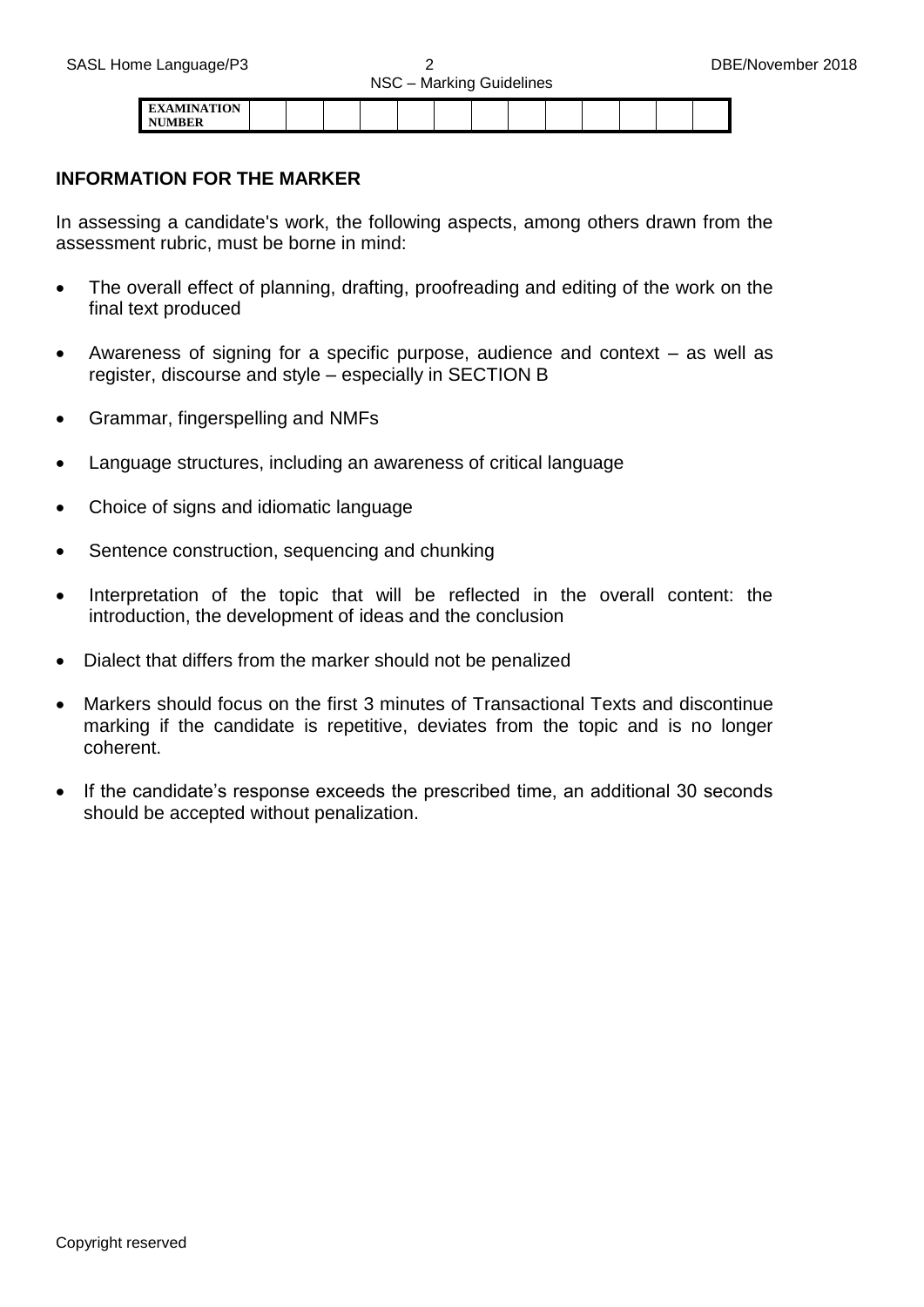| EXAMINATION NUMBER | | | | | | | | | | | | | |
|---|---|---|---|---|---|---|---|---|---|---|---|---|---|

## INFORMATION FOR THE MARKER

In assessing a candidate's work, the following aspects, among others drawn from the assessment rubric, must be borne in mind:

- The overall effect of planning, drafting, proofreading and editing of the work on the final text produced
- Awareness of signing for a specific purpose, audience and context – as well as register, discourse and style – especially in SECTION B
- Grammar, fingerspelling and NMFs
- Language structures, including an awareness of critical language
- Choice of signs and idiomatic language
- Sentence construction, sequencing and chunking
- Interpretation of the topic that will be reflected in the overall content: the introduction, the development of ideas and the conclusion
- Dialect that differs from the marker should not be penalized
- Markers should focus on the first 3 minutes of Transactional Texts and discontinue marking if the candidate is repetitive, deviates from the topic and is no longer coherent.
- If the candidate's response exceeds the prescribed time, an additional 30 seconds should be accepted without penalization.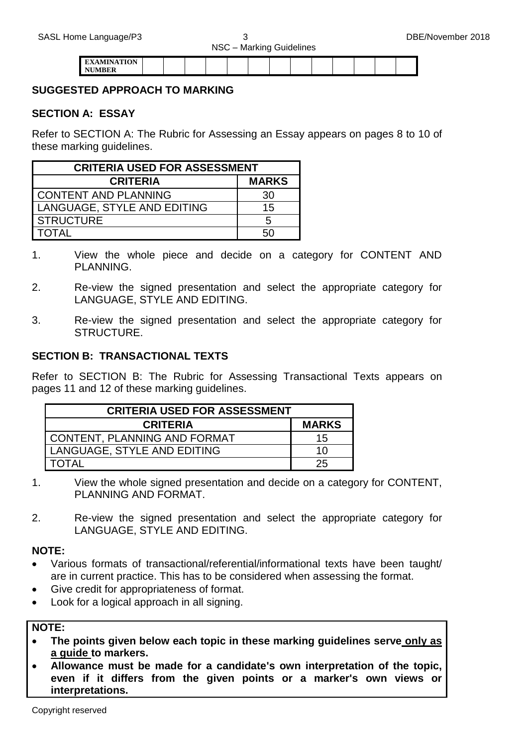| EXAMINATION NUMBER | | | | | | | | | | | | | |
|---|---|---|---|---|---|---|---|---|---|---|---|---|---|

## SUGGESTED APPROACH TO MARKING

### SECTION A: ESSAY

Refer to SECTION A: The Rubric for Assessing an Essay appears on pages 8 to 10 of these marking guidelines.

| CRITERIA USED FOR ASSESSMENT | |
|---|---|
| **CRITERIA** | **MARKS** |
| CONTENT AND PLANNING | 30 |
| LANGUAGE, STYLE AND EDITING | 15 |
| STRUCTURE | 5 |
| TOTAL | 50 |

1. View the whole piece and decide on a category for CONTENT AND PLANNING.
2. Re-view the signed presentation and select the appropriate category for LANGUAGE, STYLE AND EDITING.
3. Re-view the signed presentation and select the appropriate category for STRUCTURE.

### SECTION B: TRANSACTIONAL TEXTS

Refer to SECTION B: The Rubric for Assessing Transactional Texts appears on pages 11 and 12 of these marking guidelines.

| CRITERIA USED FOR ASSESSMENT | |
|---|---|
| **CRITERIA** | **MARKS** |
| CONTENT, PLANNING AND FORMAT | 15 |
| LANGUAGE, STYLE AND EDITING | 10 |
| TOTAL | 25 |

1. View the whole signed presentation and decide on a category for CONTENT, PLANNING AND FORMAT.
2. Re-view the signed presentation and select the appropriate category for LANGUAGE, STYLE AND EDITING.

**NOTE:**

- Various formats of transactional/referential/informational texts have been taught/ are in current practice. This has to be considered when assessing the format.
- Give credit for appropriateness of format.
- Look for a logical approach in all signing.

**NOTE:**

- **The points given below each topic in these marking guidelines serve <u>only as a guide</u> to markers.**
- **Allowance must be made for a candidate's own interpretation of the topic, even if it differs from the given points or a marker's own views or interpretations.**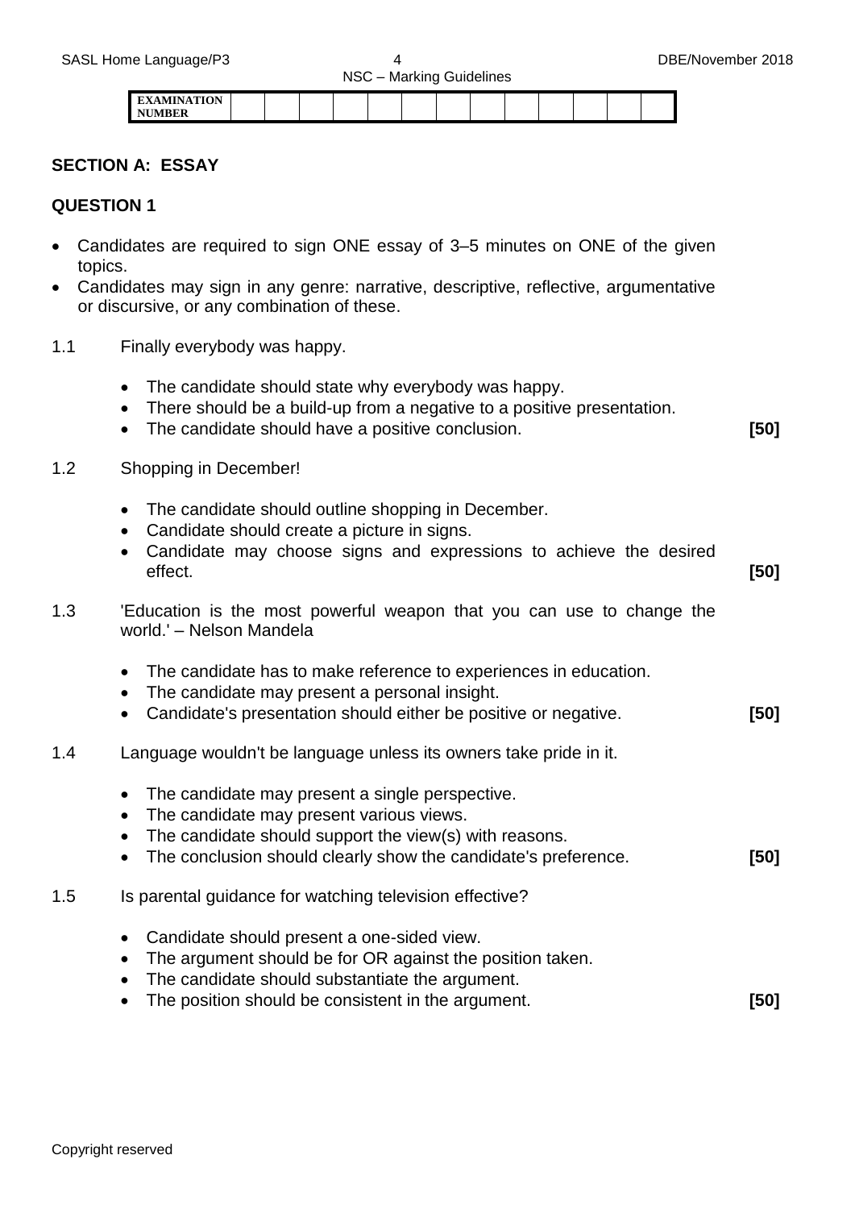| EXAMINATION NUMBER | | | | | | | | | | | | | |
|---|---|---|---|---|---|---|---|---|---|---|---|---|---|

## SECTION A: ESSAY

## QUESTION 1

- Candidates are required to sign ONE essay of 3–5 minutes on ONE of the given topics.
- Candidates may sign in any genre: narrative, descriptive, reflective, argumentative or discursive, or any combination of these.

1.1 Finally everybody was happy.

- The candidate should state why everybody was happy.
- There should be a build-up from a negative to a positive presentation.
- The candidate should have a positive conclusion. **[50]**

1.2 Shopping in December!

- The candidate should outline shopping in December.
- Candidate should create a picture in signs.
- Candidate may choose signs and expressions to achieve the desired effect. **[50]**

1.3 'Education is the most powerful weapon that you can use to change the world.' – Nelson Mandela

- The candidate has to make reference to experiences in education.
- The candidate may present a personal insight.
- Candidate's presentation should either be positive or negative. **[50]**

1.4 Language wouldn't be language unless its owners take pride in it.

- The candidate may present a single perspective.
- The candidate may present various views.
- The candidate should support the view(s) with reasons.
- The conclusion should clearly show the candidate's preference. **[50]**

1.5 Is parental guidance for watching television effective?

- Candidate should present a one-sided view.
- The argument should be for OR against the position taken.
- The candidate should substantiate the argument.
- The position should be consistent in the argument. **[50]**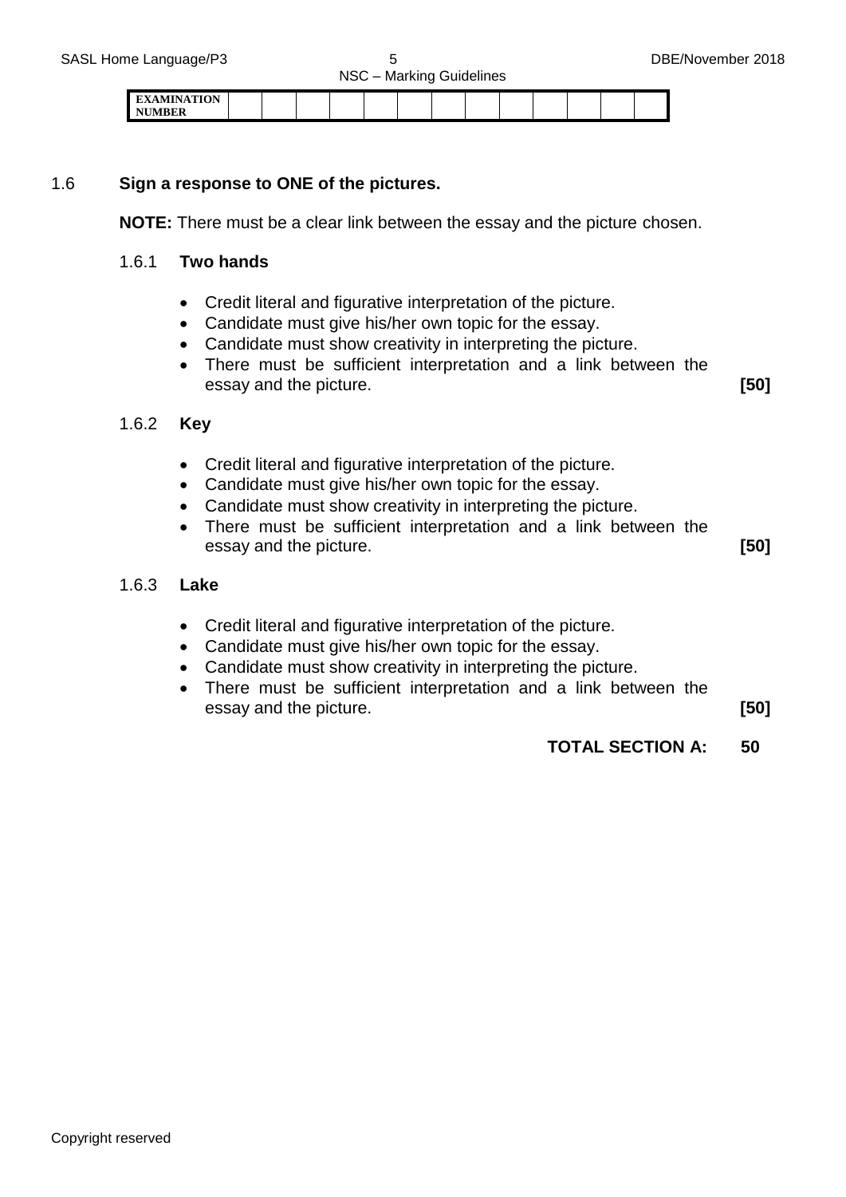| EXAMINATION NUMBER | | | | | | | | | | | | | |
|---|---|---|---|---|---|---|---|---|---|---|---|---|---|

1.6 **Sign a response to ONE of the pictures.**

**NOTE:** There must be a clear link between the essay and the picture chosen.

1.6.1 **Two hands**

- Credit literal and figurative interpretation of the picture.
- Candidate must give his/her own topic for the essay.
- Candidate must show creativity in interpreting the picture.
- There must be sufficient interpretation and a link between the essay and the picture. **[50]**

1.6.2 **Key**

- Credit literal and figurative interpretation of the picture.
- Candidate must give his/her own topic for the essay.
- Candidate must show creativity in interpreting the picture.
- There must be sufficient interpretation and a link between the essay and the picture. **[50]**

1.6.3 **Lake**

- Credit literal and figurative interpretation of the picture.
- Candidate must give his/her own topic for the essay.
- Candidate must show creativity in interpreting the picture.
- There must be sufficient interpretation and a link between the essay and the picture. **[50]**

**TOTAL SECTION A: 50**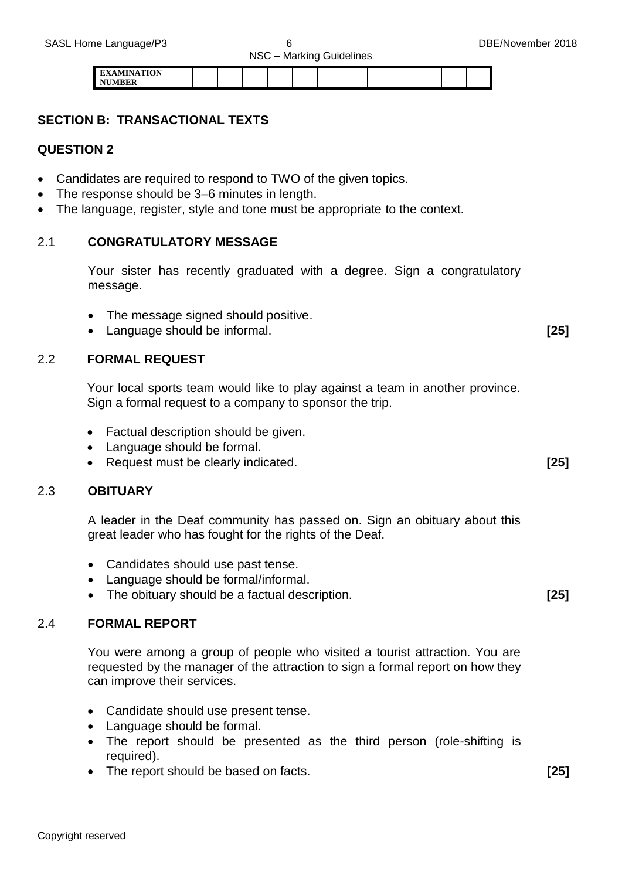| EXAMINATION NUMBER | | | | | | | | | | | | | |
|---|---|---|---|---|---|---|---|---|---|---|---|---|---|

## SECTION B: TRANSACTIONAL TEXTS

### QUESTION 2

- Candidates are required to respond to TWO of the given topics.
- The response should be 3–6 minutes in length.
- The language, register, style and tone must be appropriate to the context.

#### 2.1 CONGRATULATORY MESSAGE

Your sister has recently graduated with a degree. Sign a congratulatory message.

- The message signed should positive.
- Language should be informal. **[25]**

#### 2.2 FORMAL REQUEST

Your local sports team would like to play against a team in another province. Sign a formal request to a company to sponsor the trip.

- Factual description should be given.
- Language should be formal.
- Request must be clearly indicated. **[25]**

#### 2.3 OBITUARY

A leader in the Deaf community has passed on. Sign an obituary about this great leader who has fought for the rights of the Deaf.

- Candidates should use past tense.
- Language should be formal/informal.
- The obituary should be a factual description. **[25]**

#### 2.4 FORMAL REPORT

You were among a group of people who visited a tourist attraction. You are requested by the manager of the attraction to sign a formal report on how they can improve their services.

- Candidate should use present tense.
- Language should be formal.
- The report should be presented as the third person (role-shifting is required).
- The report should be based on facts. **[25]**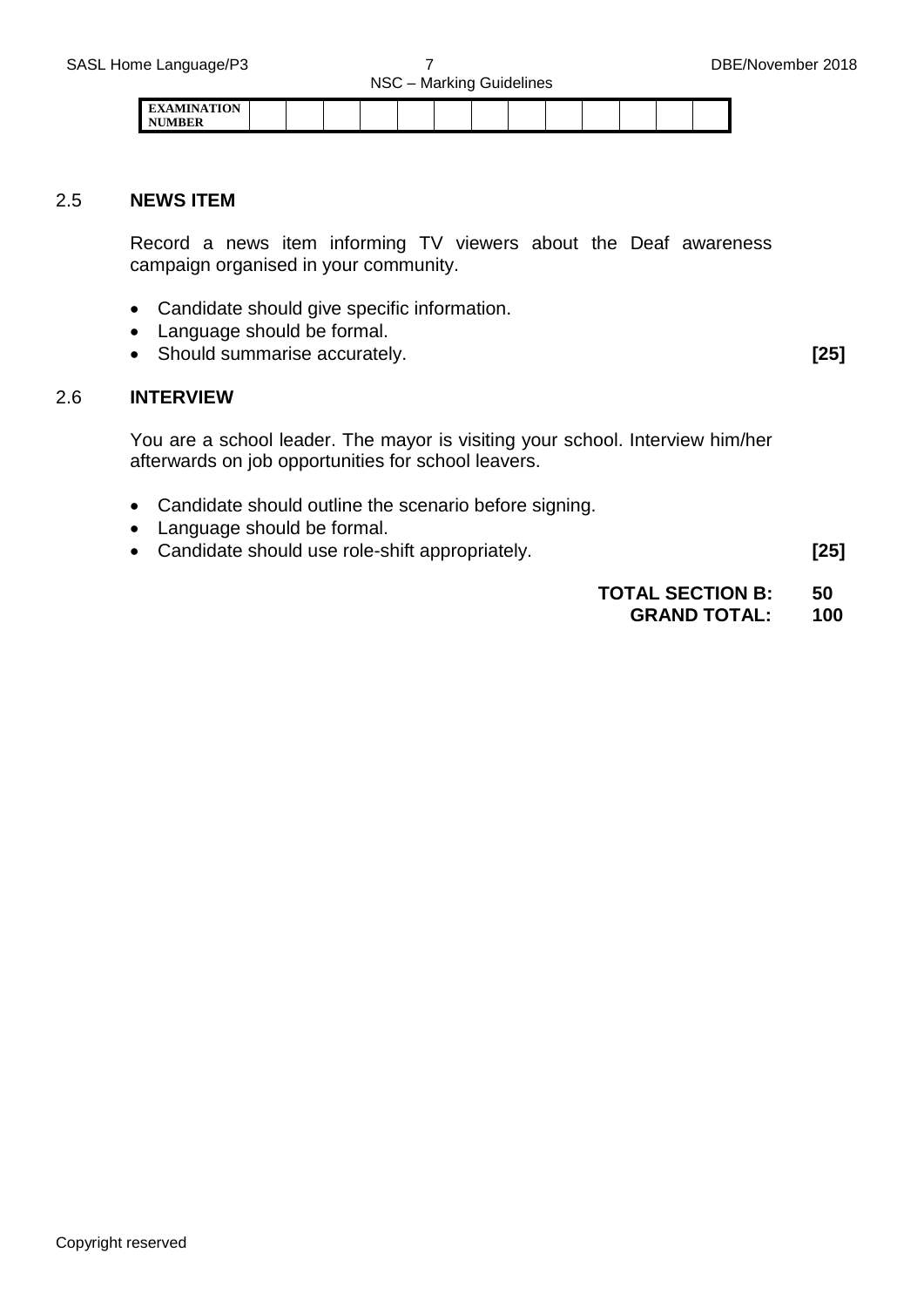| EXAMINATION NUMBER | | | | | | | | | | | | | |
|---|---|---|---|---|---|---|---|---|---|---|---|---|---|

### 2.5 NEWS ITEM

Record a news item informing TV viewers about the Deaf awareness campaign organised in your community.

- Candidate should give specific information.
- Language should be formal.
- Should summarise accurately. **[25]**

### 2.6 INTERVIEW

You are a school leader. The mayor is visiting your school. Interview him/her afterwards on job opportunities for school leavers.

- Candidate should outline the scenario before signing.
- Language should be formal.
- Candidate should use role-shift appropriately. **[25]**

**TOTAL SECTION B: 50**
**GRAND TOTAL: 100**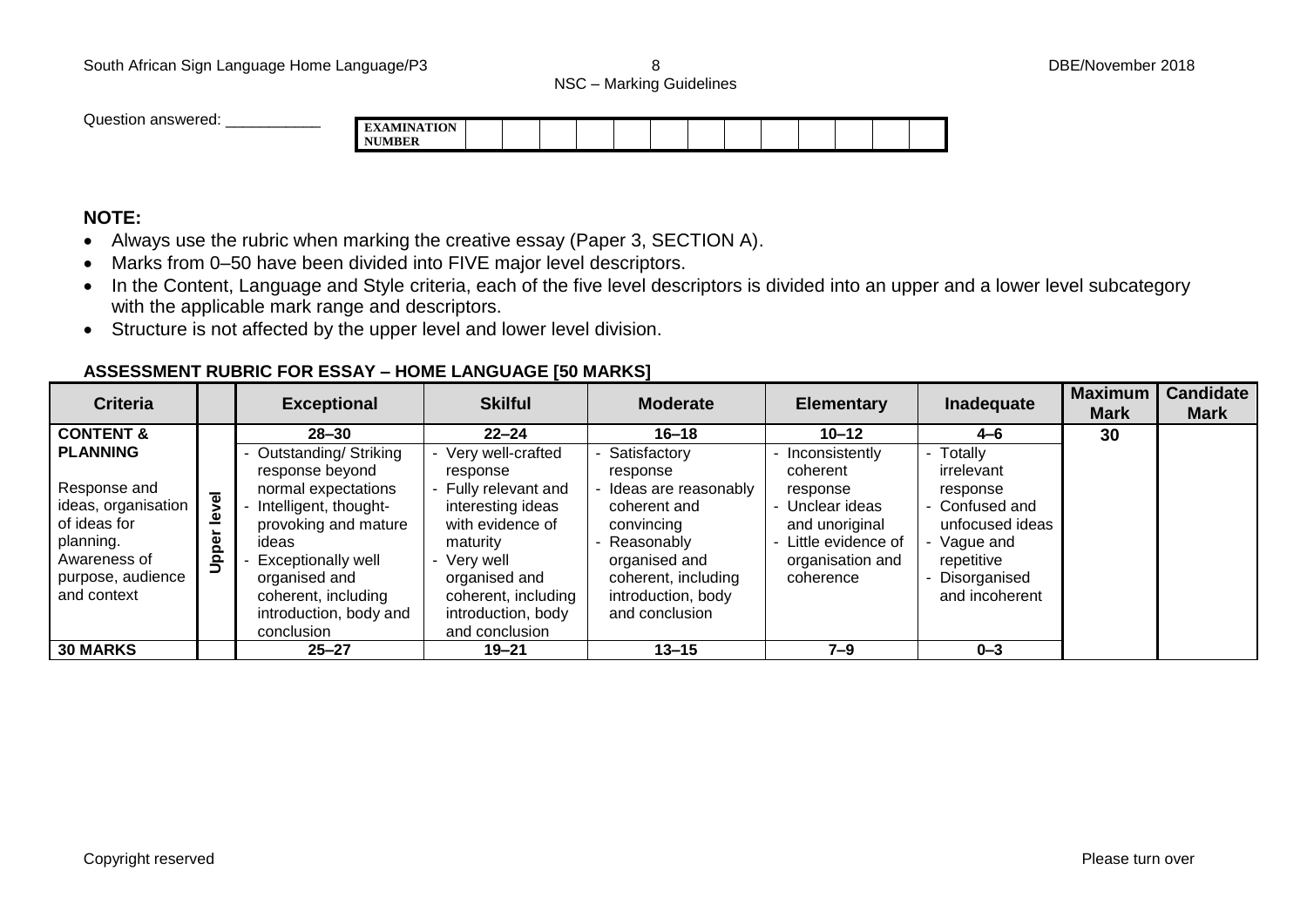Question answered: ___________

| EXAMINATION NUMBER | | | | | | | | | | | | | |
|---|---|---|---|---|---|---|---|---|---|---|---|---|---|

**NOTE:**

- Always use the rubric when marking the creative essay (Paper 3, SECTION A).
- Marks from 0–50 have been divided into FIVE major level descriptors.
- In the Content, Language and Style criteria, each of the five level descriptors is divided into an upper and a lower level subcategory with the applicable mark range and descriptors.
- Structure is not affected by the upper level and lower level division.

**ASSESSMENT RUBRIC FOR ESSAY – HOME LANGUAGE [50 MARKS]**

| Criteria | | Exceptional | Skilful | Moderate | Elementary | Inadequate | Maximum Mark | Candidate Mark |
|---|---|---|---|---|---|---|---|---|
| **CONTENT & PLANNING** | | **28–30** | **22–24** | **16–18** | **10–12** | **4–6** | **30** | |
| Response and ideas, organisation of ideas for planning. Awareness of purpose, audience and context | **Upper level** | - Outstanding/ Striking response beyond normal expectations<br>- Intelligent, thought-provoking and mature ideas<br>- Exceptionally well organised and coherent, including introduction, body and conclusion | - Very well-crafted response<br>- Fully relevant and interesting ideas with evidence of maturity<br>- Very well organised and coherent, including introduction, body and conclusion | - Satisfactory response<br>- Ideas are reasonably coherent and convincing<br>- Reasonably organised and coherent, including introduction, body and conclusion | - Inconsistently coherent response<br>- Unclear ideas and unoriginal<br>- Little evidence of organisation and coherence | - Totally irrelevant response<br>- Confused and unfocused ideas<br>- Vague and repetitive<br>- Disorganised and incoherent | | |
| **30 MARKS** | | **25–27** | **19–21** | **13–15** | **7–9** | **0–3** | | |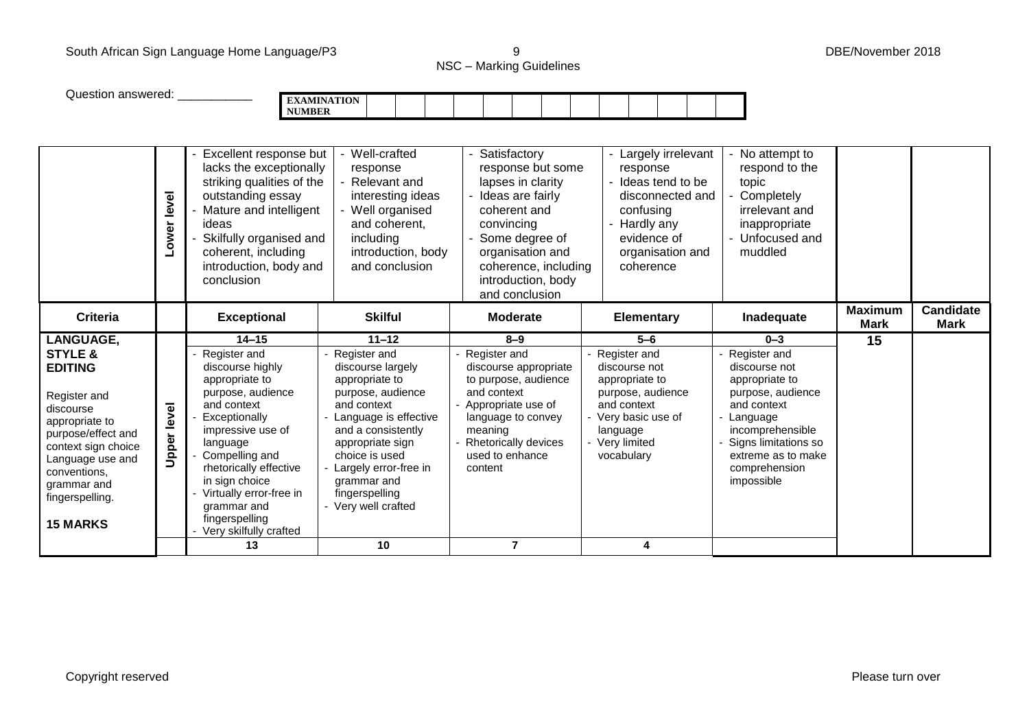Question answered: ___________

| EXAMINATION NUMBER | | | | | | | | | | | | | |
|---|---|---|---|---|---|---|---|---|---|---|---|---|---|

| | | | | | | | | |
|---|---|---|---|---|---|---|---|---|
| | Lower level | - Excellent response but lacks the exceptionally striking qualities of the outstanding essay<br>- Mature and intelligent ideas<br>- Skilfully organised and coherent, including introduction, body and conclusion | - Well-crafted response<br>- Relevant and interesting ideas<br>- Well organised and coherent, including introduction, body and conclusion | - Satisfactory response but some lapses in clarity<br>- Ideas are fairly coherent and convincing<br>- Some degree of organisation and coherence, including introduction, body and conclusion | - Largely irrelevant response<br>- Ideas tend to be disconnected and confusing<br>- Hardly any evidence of organisation and coherence | - No attempt to respond to the topic<br>- Completely irrelevant and inappropriate<br>- Unfocused and muddled | | |
| **Criteria** | | **Exceptional** | **Skilful** | **Moderate** | **Elementary** | **Inadequate** | **Maximum Mark** | **Candidate Mark** |
| **LANGUAGE, STYLE & EDITING**<br><br>Register and discourse appropriate to purpose/effect and context sign choice Language use and conventions, grammar and fingerspelling.<br><br>**15 MARKS** | Upper level | **14–15**<br>- Register and discourse highly appropriate to purpose, audience and context<br>- Exceptionally impressive use of language<br>- Compelling and rhetorically effective in sign choice<br>- Virtually error-free in grammar and fingerspelling<br>- Very skilfully crafted | **11–12**<br>- Register and discourse largely appropriate to purpose, audience and context<br>- Language is effective and a consistently appropriate sign choice is used<br>- Largely error-free in grammar and fingerspelling<br>- Very well crafted | **8–9**<br>- Register and discourse appropriate to purpose, audience and context<br>- Appropriate use of language to convey meaning<br>- Rhetorically devices used to enhance content | **5–6**<br>- Register and discourse not appropriate to purpose, audience and context<br>- Very basic use of language<br>- Very limited vocabulary | **0–3**<br>- Register and discourse not appropriate to purpose, audience and context<br>- Language incomprehensible<br>- Signs limitations so extreme as to make comprehension impossible | **15** | |
| | | **13** | **10** | **7** | **4** | | | |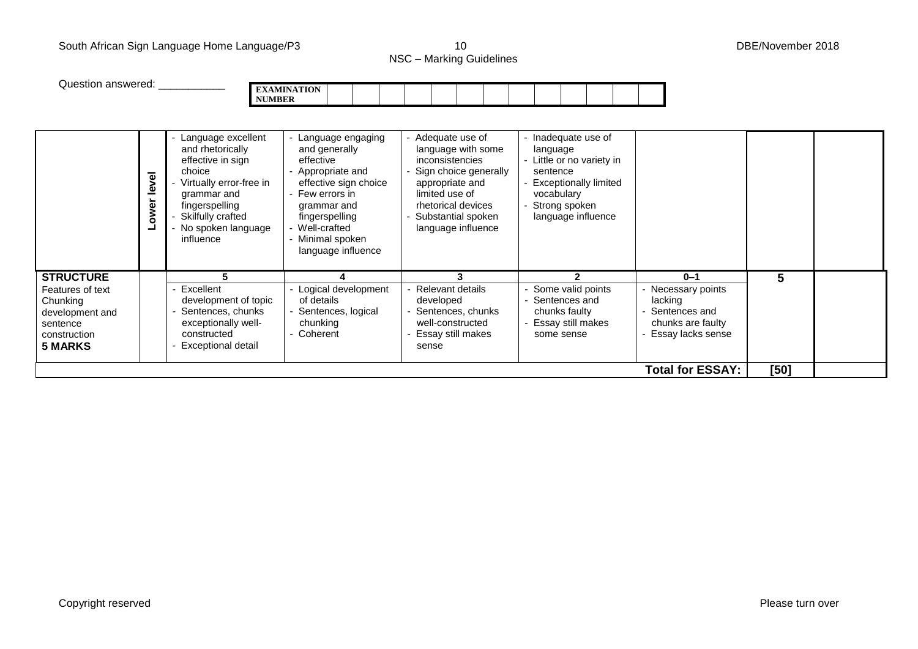Question answered: ___________

| EXAMINATION NUMBER | | | | | | | | | | | | | |
|---|---|---|---|---|---|---|---|---|---|---|---|---|---|

| | | | | | | | | |
|---|---|---|---|---|---|---|---|---|
| | Lower level | - Language excellent and rhetorically effective in sign choice<br>- Virtually error-free in grammar and fingerspelling<br>- Skilfully crafted<br>- No spoken language influence | - Language engaging and generally effective<br>- Appropriate and effective sign choice<br>- Few errors in grammar and fingerspelling<br>- Well-crafted<br>- Minimal spoken language influence | - Adequate use of language with some inconsistencies<br>- Sign choice generally appropriate and limited use of rhetorical devices<br>- Substantial spoken language influence | - Inadequate use of language<br>- Little or no variety in sentence<br>- Exceptionally limited vocabulary<br>- Strong spoken language influence | | | |
| **STRUCTURE**<br>Features of text<br>Chunking<br>development and sentence construction<br>**5 MARKS** | | **5**<br>- Excellent development of topic<br>- Sentences, chunks exceptionally well-constructed<br>- Exceptional detail | **4**<br>- Logical development of details<br>- Sentences, logical chunking<br>- Coherent | **3**<br>- Relevant details developed<br>- Sentences, chunks well-constructed<br>- Essay still makes sense | **2**<br>- Some valid points<br>- Sentences and chunks faulty<br>- Essay still makes some sense | **0–1**<br>- Necessary points lacking<br>- Sentences and chunks are faulty<br>- Essay lacks sense | **5** | |
| | | | | | | **Total for ESSAY:** | **[50]** | |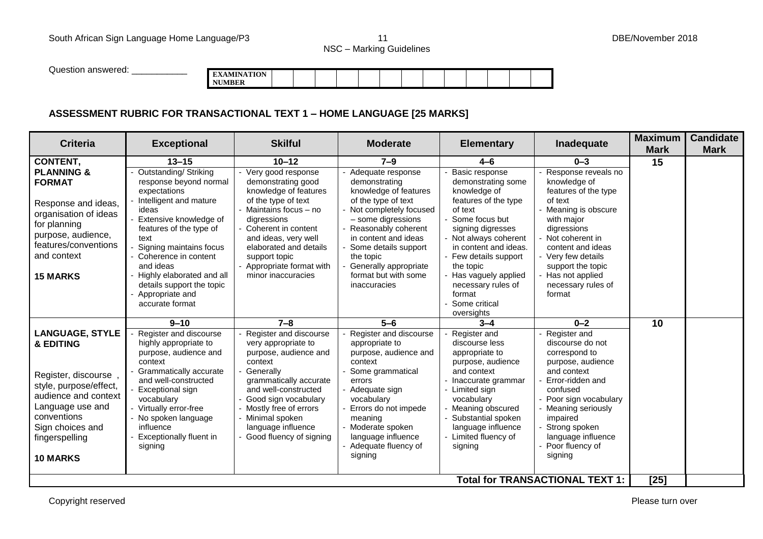Question answered: ___________

| EXAMINATION NUMBER | | | | | | | | | | | | | |
|---|---|---|---|---|---|---|---|---|---|---|---|---|---|

**ASSESSMENT RUBRIC FOR TRANSACTIONAL TEXT 1 – HOME LANGUAGE [25 MARKS]**

| Criteria | Exceptional | Skilful | Moderate | Elementary | Inadequate | Maximum Mark | Candidate Mark |
|---|---|---|---|---|---|---|---|
| **CONTENT, PLANNING & FORMAT**<br><br>Response and ideas, organisation of ideas for planning purpose, audience, features/conventions and context<br><br>**15 MARKS** | **13–15**<br>- Outstanding/ Striking response beyond normal expectations<br>- Intelligent and mature ideas<br>- Extensive knowledge of features of the type of text<br>- Signing maintains focus<br>- Coherence in content and ideas<br>- Highly elaborated and all details support the topic<br>- Appropriate and accurate format | **10–12**<br>- Very good response demonstrating good knowledge of features of the type of text<br>- Maintains focus – no digressions<br>- Coherent in content and ideas, very well elaborated and details support topic<br>- Appropriate format with minor inaccuracies | **7–9**<br>- Adequate response demonstrating knowledge of features of the type of text<br>- Not completely focused – some digressions<br>- Reasonably coherent in content and ideas<br>- Some details support the topic<br>- Generally appropriate format but with some inaccuracies | **4–6**<br>- Basic response demonstrating some knowledge of features of the type of text<br>- Some focus but signing digresses<br>- Not always coherent in content and ideas.<br>- Few details support the topic<br>- Has vaguely applied necessary rules of format<br>- Some critical oversights | **0–3**<br>- Response reveals no knowledge of features of the type of text<br>- Meaning is obscure with major digressions<br>- Not coherent in content and ideas<br>- Very few details support the topic<br>- Has not applied necessary rules of format | **15** | |
| **LANGUAGE, STYLE & EDITING**<br><br>Register, discourse , style, purpose/effect, audience and context Language use and conventions Sign choices and fingerspelling<br><br>**10 MARKS** | **9–10**<br>- Register and discourse highly appropriate to purpose, audience and context<br>- Grammatically accurate and well-constructed<br>- Exceptional sign vocabulary<br>- Virtually error-free<br>- No spoken language influence<br>- Exceptionally fluent in signing | **7–8**<br>- Register and discourse very appropriate to purpose, audience and context<br>- Generally grammatically accurate and well-constructed<br>- Good sign vocabulary<br>- Mostly free of errors<br>- Minimal spoken language influence<br>- Good fluency of signing | **5–6**<br>- Register and discourse appropriate to purpose, audience and context<br>- Some grammatical errors<br>- Adequate sign vocabulary<br>- Errors do not impede meaning<br>- Moderate spoken language influence<br>- Adequate fluency of signing | **3–4**<br>- Register and discourse less appropriate to purpose, audience and context<br>- Inaccurate grammar<br>- Limited sign vocabulary<br>- Meaning obscured<br>- Substantial spoken language influence<br>- Limited fluency of signing | **0–2**<br>- Register and discourse do not correspond to purpose, audience and context<br>- Error-ridden and confused<br>- Poor sign vocabulary<br>- Meaning seriously impaired<br>- Strong spoken language influence<br>- Poor fluency of signing | **10** | |
| | | | | | **Total for TRANSACTIONAL TEXT 1:** | **[25]** | |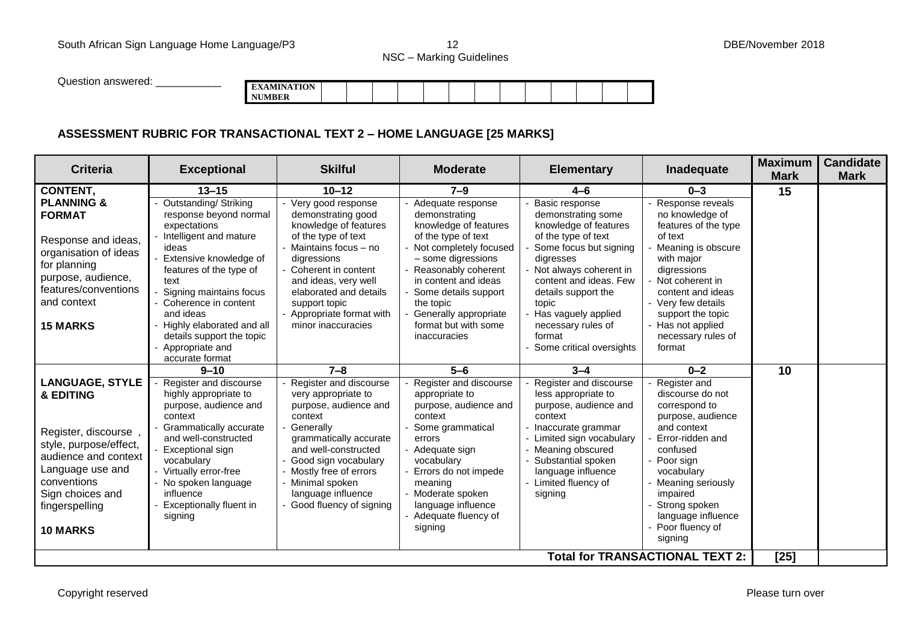Question answered: ___________

| EXAMINATION NUMBER | | | | | | | | | | | | | |
|---|---|---|---|---|---|---|---|---|---|---|---|---|---|

## ASSESSMENT RUBRIC FOR TRANSACTIONAL TEXT 2 – HOME LANGUAGE [25 MARKS]

| Criteria | Exceptional | Skilful | Moderate | Elementary | Inadequate | Maximum Mark | Candidate Mark |
|---|---|---|---|---|---|---|---|
| **CONTENT, PLANNING & FORMAT**<br><br>Response and ideas, organisation of ideas for planning purpose, audience, features/conventions and context<br><br>**15 MARKS** | **13–15**<br>- Outstanding/ Striking response beyond normal expectations<br>- Intelligent and mature ideas<br>- Extensive knowledge of features of the type of text<br>- Signing maintains focus<br>- Coherence in content and ideas<br>- Highly elaborated and all details support the topic<br>- Appropriate and accurate format | **10–12**<br>- Very good response demonstrating good knowledge of features of the type of text<br>- Maintains focus – no digressions<br>- Coherent in content and ideas, very well elaborated and details support topic<br>- Appropriate format with minor inaccuracies | **7–9**<br>- Adequate response demonstrating knowledge of features of the type of text<br>- Not completely focused – some digressions<br>- Reasonably coherent in content and ideas<br>- Some details support the topic<br>- Generally appropriate format but with some inaccuracies | **4–6**<br>- Basic response demonstrating some knowledge of features of the type of text<br>- Some focus but signing digresses<br>- Not always coherent in content and ideas. Few details support the topic<br>- Has vaguely applied necessary rules of format<br>- Some critical oversights | **0–3**<br>- Response reveals no knowledge of features of the type of text<br>- Meaning is obscure with major digressions<br>- Not coherent in content and ideas<br>- Very few details support the topic<br>- Has not applied necessary rules of format | **15** | |
| **LANGUAGE, STYLE & EDITING**<br><br>Register, discourse , style, purpose/effect, audience and context Language use and conventions Sign choices and fingerspelling<br><br>**10 MARKS** | **9–10**<br>- Register and discourse highly appropriate to purpose, audience and context<br>- Grammatically accurate and well-constructed<br>- Exceptional sign vocabulary<br>- Virtually error-free<br>- No spoken language influence<br>- Exceptionally fluent in signing | **7–8**<br>- Register and discourse very appropriate to purpose, audience and context<br>- Generally grammatically accurate and well-constructed<br>- Good sign vocabulary<br>- Mostly free of errors<br>- Minimal spoken language influence<br>- Good fluency of signing | **5–6**<br>- Register and discourse appropriate to purpose, audience and context<br>- Some grammatical errors<br>- Adequate sign vocabulary<br>- Errors do not impede meaning<br>- Moderate spoken language influence<br>- Adequate fluency of signing | **3–4**<br>- Register and discourse less appropriate to purpose, audience and context<br>- Inaccurate grammar<br>- Limited sign vocabulary<br>- Meaning obscured<br>- Substantial spoken language influence<br>- Limited fluency of signing | **0–2**<br>- Register and discourse do not correspond to purpose, audience and context<br>- Error-ridden and confused<br>- Poor sign vocabulary<br>- Meaning seriously impaired<br>- Strong spoken language influence<br>- Poor fluency of signing | **10** | |
| | | | | | **Total for TRANSACTIONAL TEXT 2:** | **[25]** | |